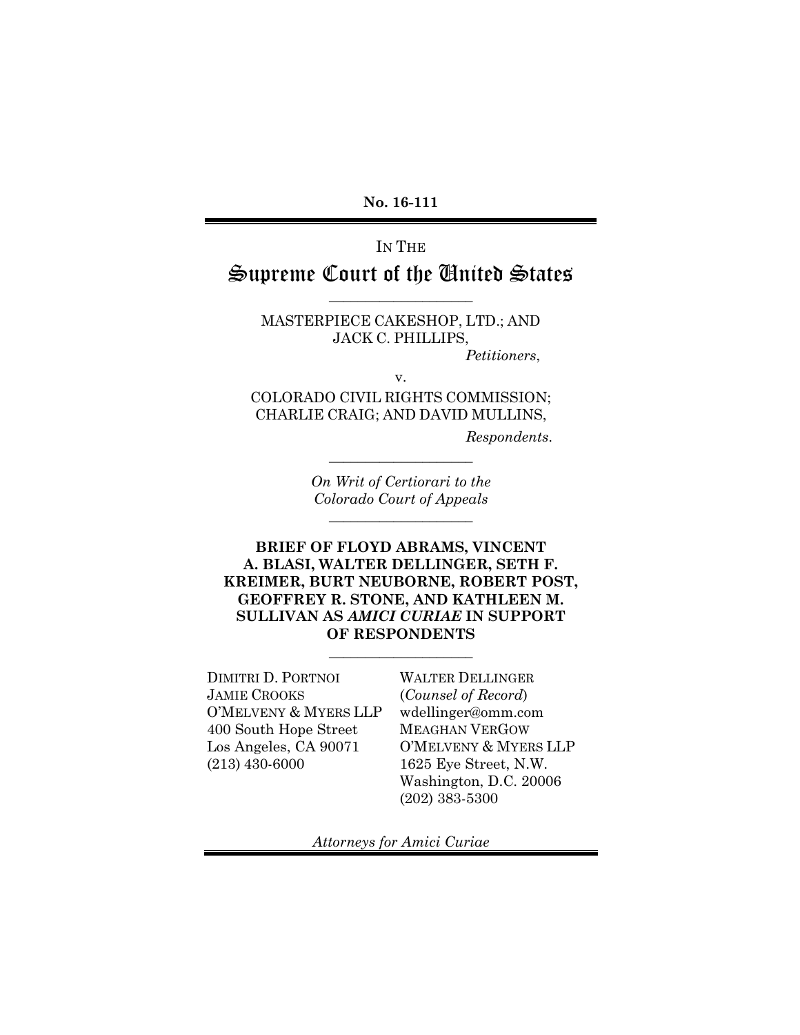**No. 16-111**

---

IN THE

# Supreme Court of the United States

---

MASTERPIECE CAKESHOP, LTD.; AND JACK C. PHILLIPS,

*Petitioners*,

v.

COLORADO CIVIL RIGHTS COMMISSION; CHARLIE CRAIG; AND DAVID MULLINS,

*Respondents*.

---

*On Writ of Certiorari to the Colorado Court of Appeals*

---

**BRIEF OF FLOYD ABRAMS, VINCENT A. BLASI, WALTER DELLINGER, SETH F. KREIMER, BURT NEUBORNE, ROBERT POST, GEOFFREY R. STONE, AND KATHLEEN M. SULLIVAN AS *AMICI CURIAE* IN SUPPORT OF RESPONDENTS**

---

DIMITRI D. PORTNOI
JAMIE CROOKS
O'MELVENY & MYERS LLP
400 South Hope Street
Los Angeles, CA 90071
(213) 430-6000

WALTER DELLINGER
(*Counsel of Record*)
wdellinger@omm.com
MEAGHAN VERGOW
O'MELVENY & MYERS LLP
1625 Eye Street, N.W.
Washington, D.C. 20006
(202) 383-5300

*Attorneys for Amici Curiae*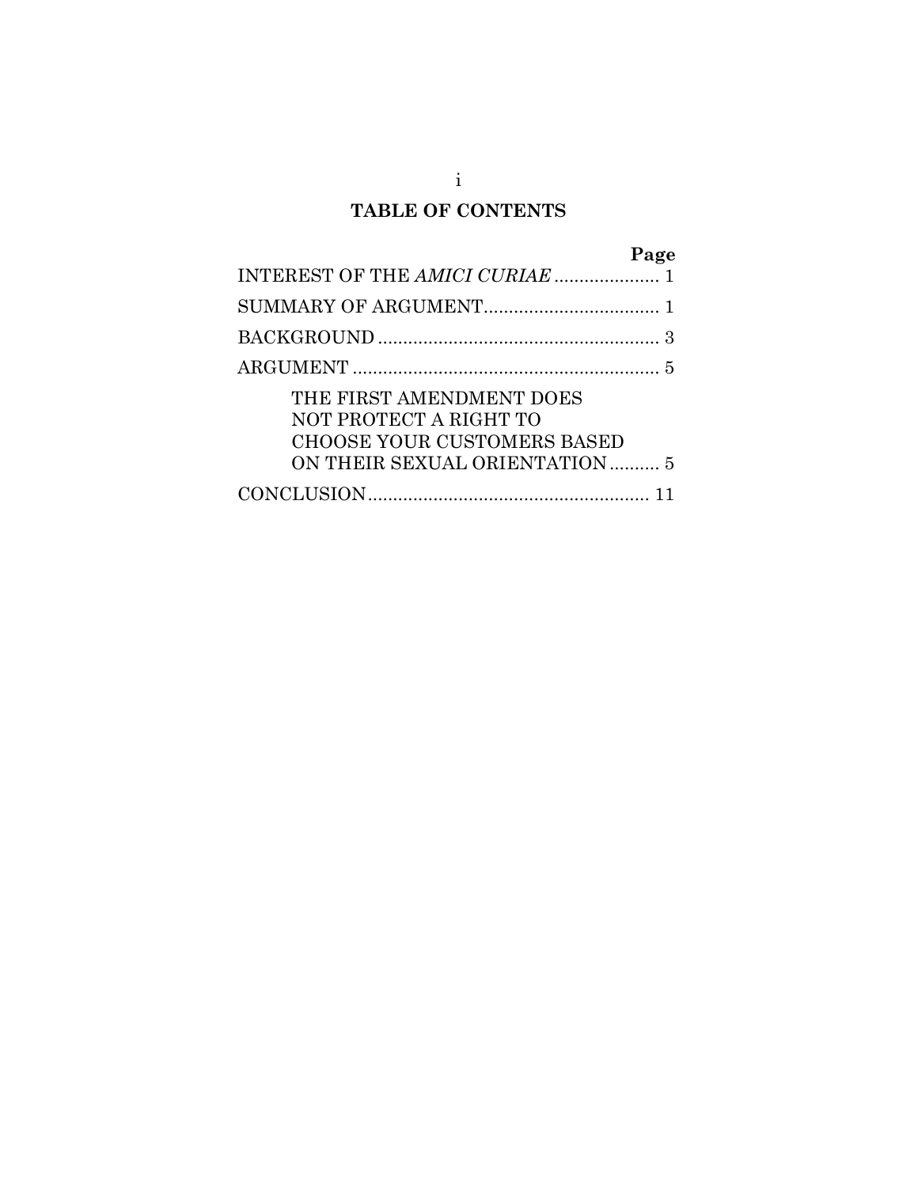## TABLE OF CONTENTS

| | Page |
|---|---|
| INTEREST OF THE *AMICI CURIAE* | 1 |
| SUMMARY OF ARGUMENT | 1 |
| BACKGROUND | 3 |
| ARGUMENT | 5 |
| THE FIRST AMENDMENT DOES NOT PROTECT A RIGHT TO CHOOSE YOUR CUSTOMERS BASED ON THEIR SEXUAL ORIENTATION | 5 |
| CONCLUSION | 11 |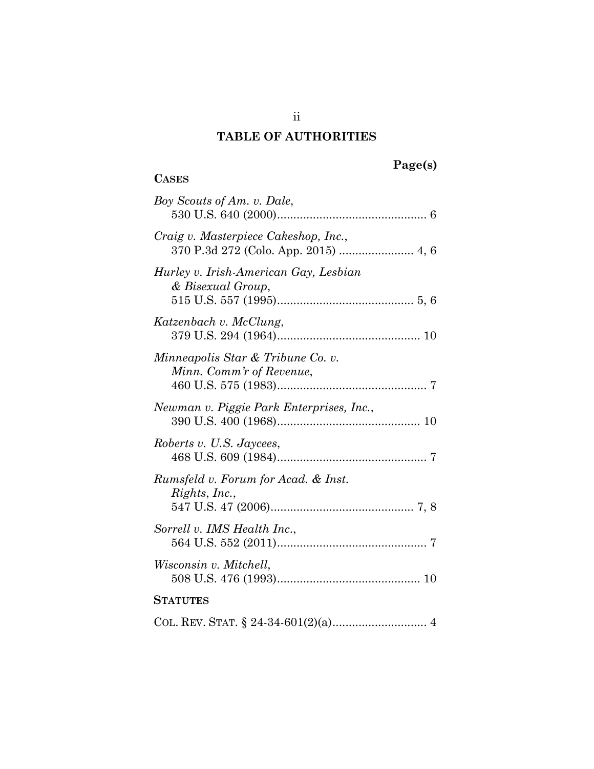## TABLE OF AUTHORITIES

**Page(s)**

**CASES**

*Boy Scouts of Am. v. Dale*,
530 U.S. 640 (2000) .............................................. 6

*Craig v. Masterpiece Cakeshop, Inc.*,
370 P.3d 272 (Colo. App. 2015) ....................... 4, 6

*Hurley v. Irish-American Gay, Lesbian & Bisexual Group*,
515 U.S. 557 (1995) .......................................... 5, 6

*Katzenbach v. McClung*,
379 U.S. 294 (1964) ............................................ 10

*Minneapolis Star & Tribune Co. v. Minn. Comm'r of Revenue*,
460 U.S. 575 (1983) .............................................. 7

*Newman v. Piggie Park Enterprises, Inc.*,
390 U.S. 400 (1968) ............................................ 10

*Roberts v. U.S. Jaycees*,
468 U.S. 609 (1984) .............................................. 7

*Rumsfeld v. Forum for Acad. & Inst. Rights, Inc.*,
547 U.S. 47 (2006) ............................................ 7, 8

*Sorrell v. IMS Health Inc.*,
564 U.S. 552 (2011) .............................................. 7

*Wisconsin v. Mitchell*,
508 U.S. 476 (1993) ............................................ 10

**STATUTES**

COL. REV. STAT. § 24-34-601(2)(a) ............................. 4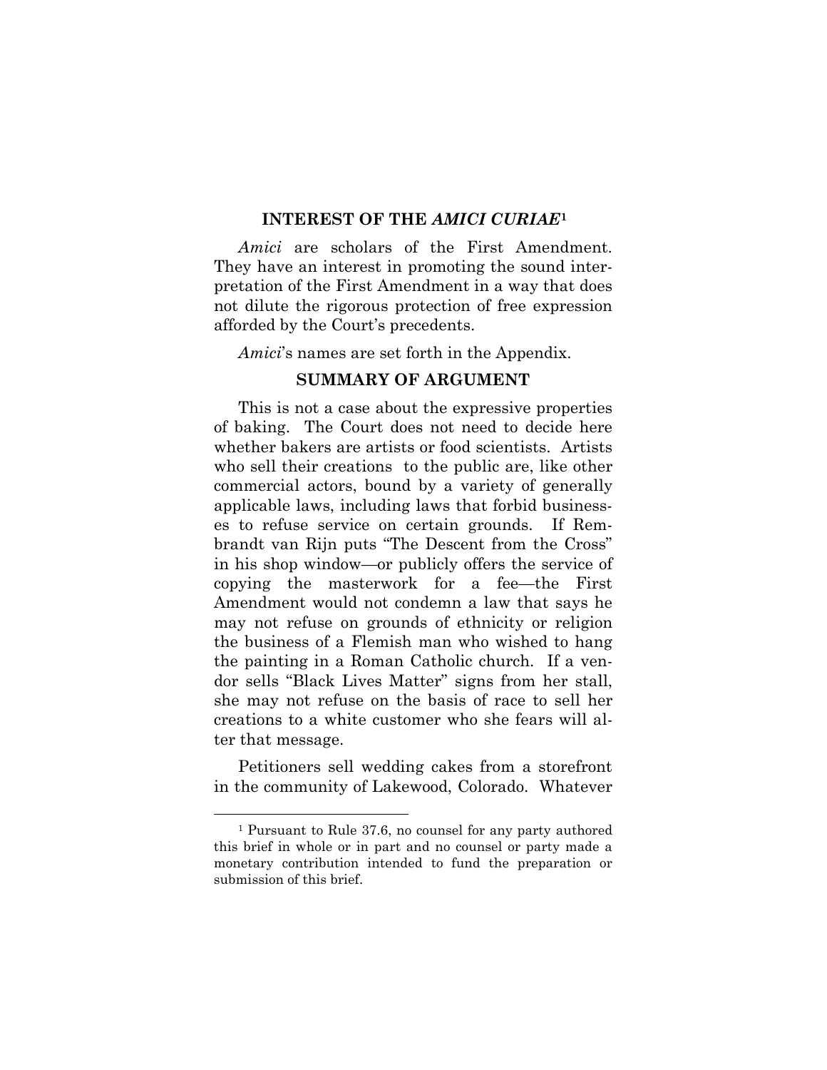## INTEREST OF THE *AMICI CURIAE*[1]

*Amici* are scholars of the First Amendment. They have an interest in promoting the sound interpretation of the First Amendment in a way that does not dilute the rigorous protection of free expression afforded by the Court's precedents.

*Amici*'s names are set forth in the Appendix.

## SUMMARY OF ARGUMENT

This is not a case about the expressive properties of baking. The Court does not need to decide here whether bakers are artists or food scientists. Artists who sell their creations to the public are, like other commercial actors, bound by a variety of generally applicable laws, including laws that forbid businesses to refuse service on certain grounds. If Rembrandt van Rijn puts "The Descent from the Cross" in his shop window—or publicly offers the service of copying the masterwork for a fee—the First Amendment would not condemn a law that says he may not refuse on grounds of ethnicity or religion the business of a Flemish man who wished to hang the painting in a Roman Catholic church. If a vendor sells "Black Lives Matter" signs from her stall, she may not refuse on the basis of race to sell her creations to a white customer who she fears will alter that message.

Petitioners sell wedding cakes from a storefront in the community of Lakewood, Colorado. Whatever

[1] Pursuant to Rule 37.6, no counsel for any party authored this brief in whole or in part and no counsel or party made a monetary contribution intended to fund the preparation or submission of this brief.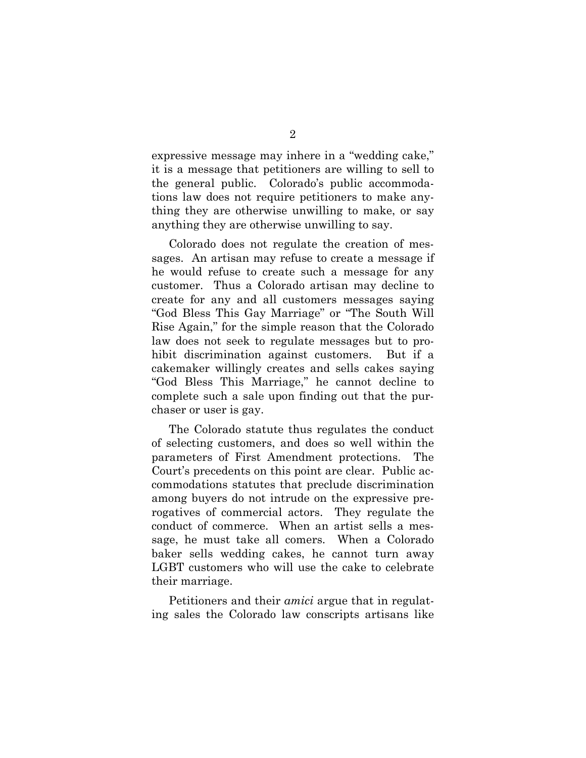expressive message may inhere in a "wedding cake," it is a message that petitioners are willing to sell to the general public. Colorado's public accommodations law does not require petitioners to make anything they are otherwise unwilling to make, or say anything they are otherwise unwilling to say.

Colorado does not regulate the creation of messages. An artisan may refuse to create a message if he would refuse to create such a message for any customer. Thus a Colorado artisan may decline to create for any and all customers messages saying "God Bless This Gay Marriage" or "The South Will Rise Again," for the simple reason that the Colorado law does not seek to regulate messages but to prohibit discrimination against customers. But if a cakemaker willingly creates and sells cakes saying "God Bless This Marriage," he cannot decline to complete such a sale upon finding out that the purchaser or user is gay.

The Colorado statute thus regulates the conduct of selecting customers, and does so well within the parameters of First Amendment protections. The Court's precedents on this point are clear. Public accommodations statutes that preclude discrimination among buyers do not intrude on the expressive prerogatives of commercial actors. They regulate the conduct of commerce. When an artist sells a message, he must take all comers. When a Colorado baker sells wedding cakes, he cannot turn away LGBT customers who will use the cake to celebrate their marriage.

Petitioners and their *amici* argue that in regulating sales the Colorado law conscripts artisans like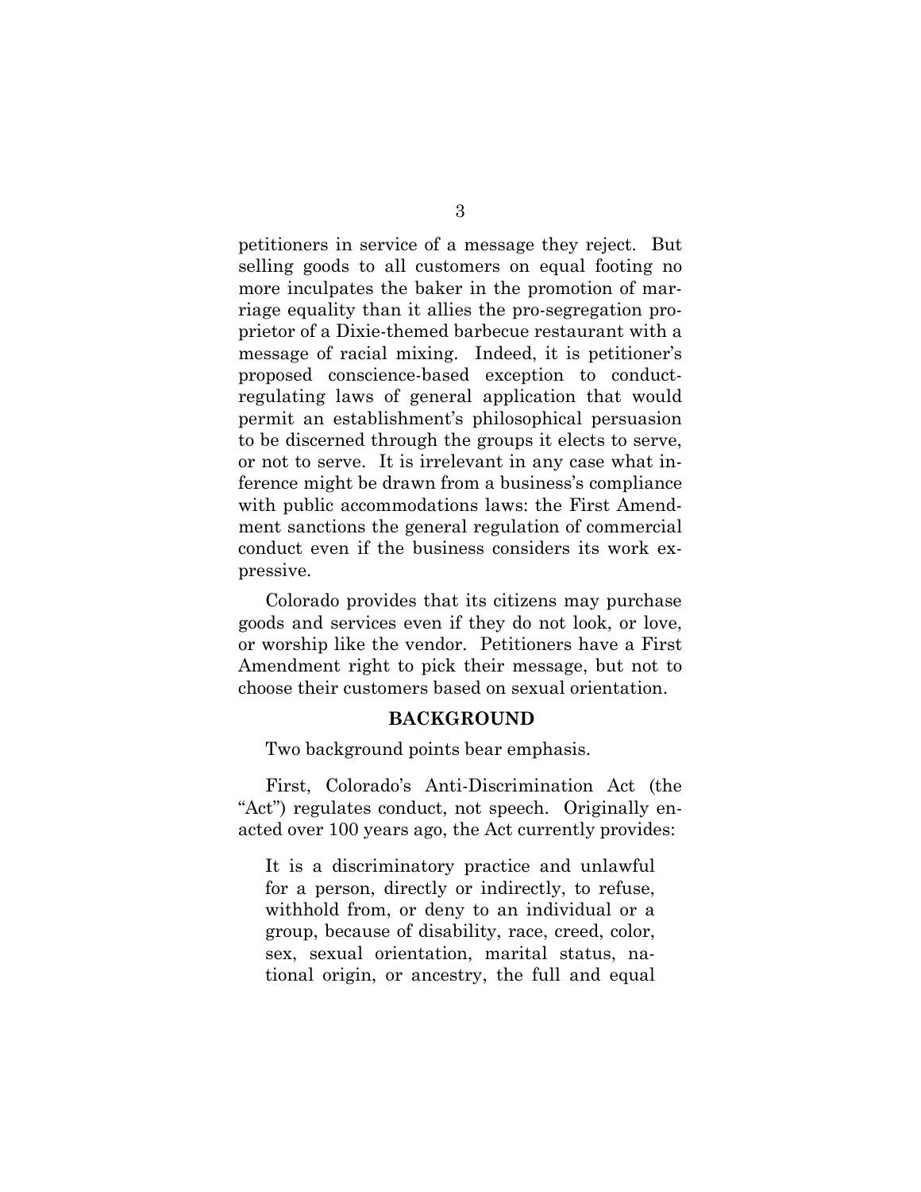petitioners in service of a message they reject. But selling goods to all customers on equal footing no more inculpates the baker in the promotion of marriage equality than it allies the pro-segregation proprietor of a Dixie-themed barbecue restaurant with a message of racial mixing. Indeed, it is petitioner's proposed conscience-based exception to conduct-regulating laws of general application that would permit an establishment's philosophical persuasion to be discerned through the groups it elects to serve, or not to serve. It is irrelevant in any case what inference might be drawn from a business's compliance with public accommodations laws: the First Amendment sanctions the general regulation of commercial conduct even if the business considers its work expressive.

Colorado provides that its citizens may purchase goods and services even if they do not look, or love, or worship like the vendor. Petitioners have a First Amendment right to pick their message, but not to choose their customers based on sexual orientation.

## BACKGROUND

Two background points bear emphasis.

First, Colorado's Anti-Discrimination Act (the "Act") regulates conduct, not speech. Originally enacted over 100 years ago, the Act currently provides:

> It is a discriminatory practice and unlawful for a person, directly or indirectly, to refuse, withhold from, or deny to an individual or a group, because of disability, race, creed, color, sex, sexual orientation, marital status, national origin, or ancestry, the full and equal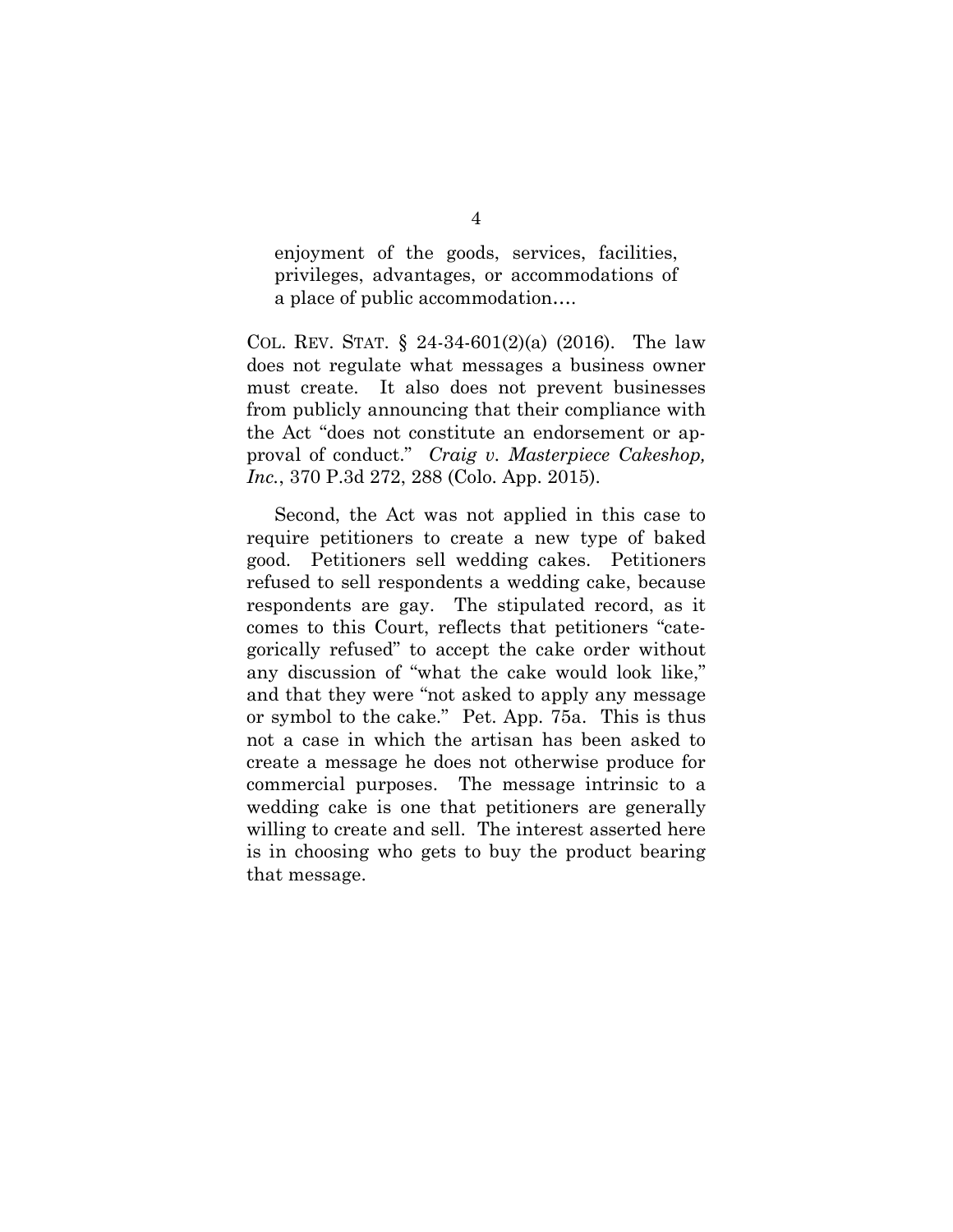> enjoyment of the goods, services, facilities, privileges, advantages, or accommodations of a place of public accommodation….

COL. REV. STAT. § 24-34-601(2)(a) (2016). The law does not regulate what messages a business owner must create. It also does not prevent businesses from publicly announcing that their compliance with the Act "does not constitute an endorsement or approval of conduct." *Craig v. Masterpiece Cakeshop, Inc.*, 370 P.3d 272, 288 (Colo. App. 2015).

Second, the Act was not applied in this case to require petitioners to create a new type of baked good. Petitioners sell wedding cakes. Petitioners refused to sell respondents a wedding cake, because respondents are gay. The stipulated record, as it comes to this Court, reflects that petitioners "categorically refused" to accept the cake order without any discussion of "what the cake would look like," and that they were "not asked to apply any message or symbol to the cake." Pet. App. 75a. This is thus not a case in which the artisan has been asked to create a message he does not otherwise produce for commercial purposes. The message intrinsic to a wedding cake is one that petitioners are generally willing to create and sell. The interest asserted here is in choosing who gets to buy the product bearing that message.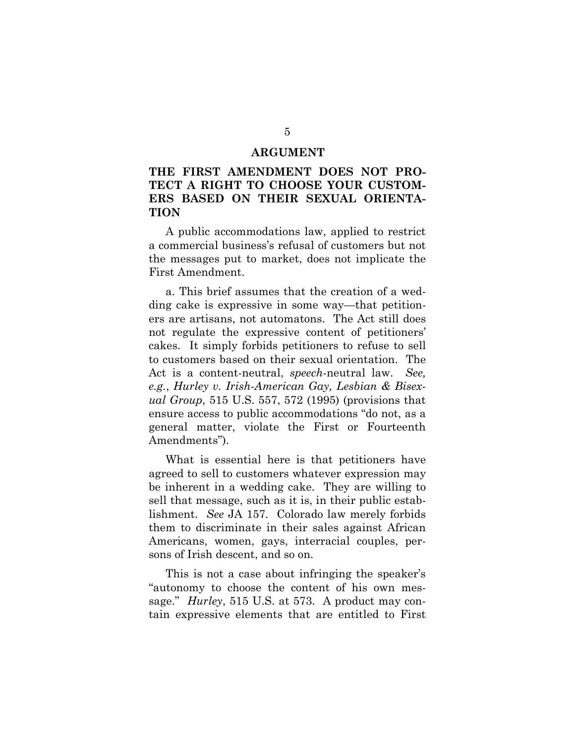## ARGUMENT

### THE FIRST AMENDMENT DOES NOT PROTECT A RIGHT TO CHOOSE YOUR CUSTOMERS BASED ON THEIR SEXUAL ORIENTATION

A public accommodations law, applied to restrict a commercial business's refusal of customers but not the messages put to market, does not implicate the First Amendment.

a. This brief assumes that the creation of a wedding cake is expressive in some way—that petitioners are artisans, not automatons. The Act still does not regulate the expressive content of petitioners' cakes. It simply forbids petitioners to refuse to sell to customers based on their sexual orientation. The Act is a content-neutral, *speech*-neutral law. *See, e.g.*, *Hurley v. Irish-American Gay, Lesbian & Bisexual Group*, 515 U.S. 557, 572 (1995) (provisions that ensure access to public accommodations "do not, as a general matter, violate the First or Fourteenth Amendments").

What is essential here is that petitioners have agreed to sell to customers whatever expression may be inherent in a wedding cake. They are willing to sell that message, such as it is, in their public establishment. *See* JA 157. Colorado law merely forbids them to discriminate in their sales against African Americans, women, gays, interracial couples, persons of Irish descent, and so on.

This is not a case about infringing the speaker's "autonomy to choose the content of his own message." *Hurley*, 515 U.S. at 573. A product may contain expressive elements that are entitled to First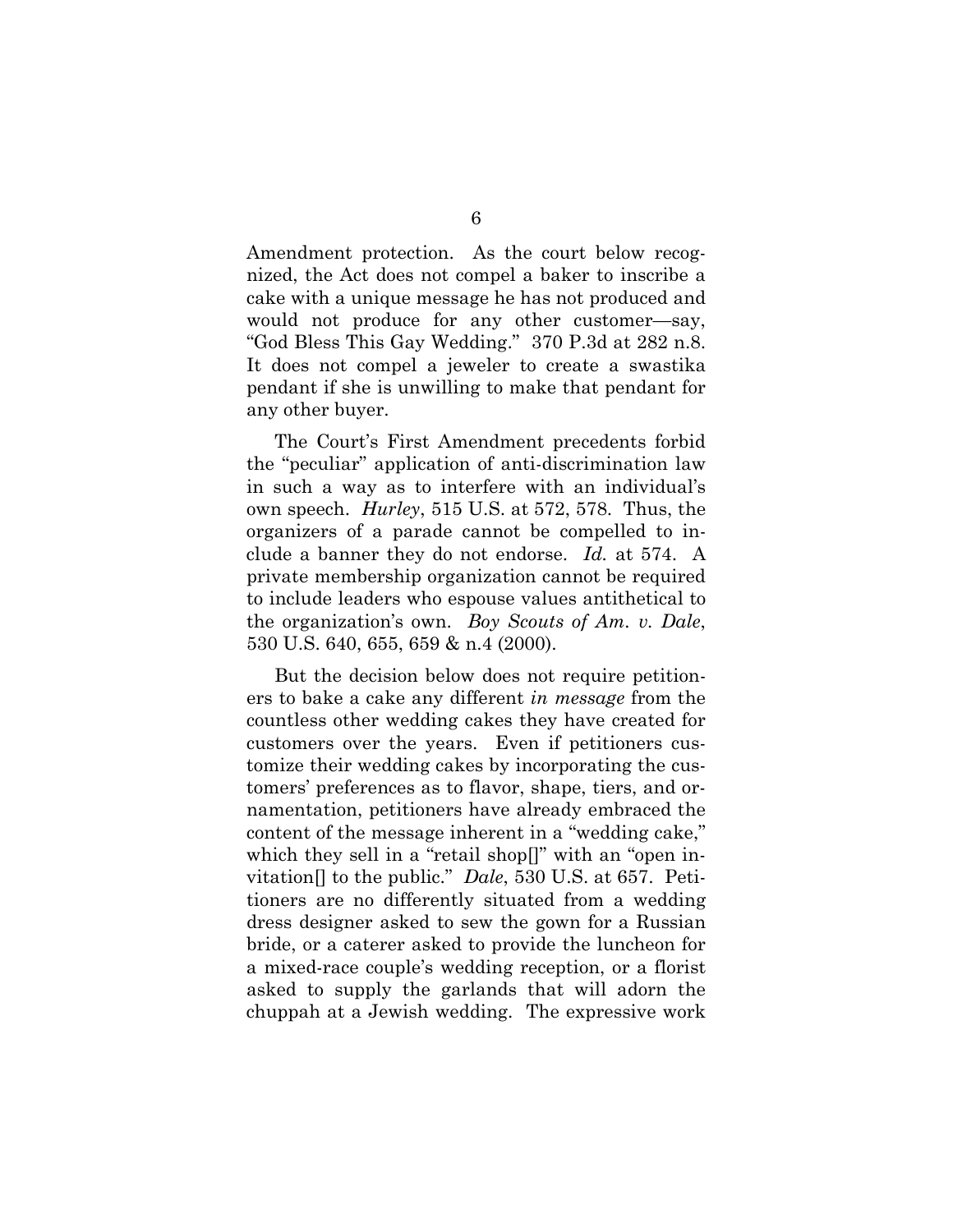Amendment protection. As the court below recognized, the Act does not compel a baker to inscribe a cake with a unique message he has not produced and would not produce for any other customer—say, "God Bless This Gay Wedding." 370 P.3d at 282 n.8. It does not compel a jeweler to create a swastika pendant if she is unwilling to make that pendant for any other buyer.

The Court's First Amendment precedents forbid the "peculiar" application of anti-discrimination law in such a way as to interfere with an individual's own speech. *Hurley*, 515 U.S. at 572, 578. Thus, the organizers of a parade cannot be compelled to include a banner they do not endorse. *Id.* at 574. A private membership organization cannot be required to include leaders who espouse values antithetical to the organization's own. *Boy Scouts of Am. v. Dale*, 530 U.S. 640, 655, 659 & n.4 (2000).

But the decision below does not require petitioners to bake a cake any different *in message* from the countless other wedding cakes they have created for customers over the years. Even if petitioners customize their wedding cakes by incorporating the customers' preferences as to flavor, shape, tiers, and ornamentation, petitioners have already embraced the content of the message inherent in a "wedding cake," which they sell in a "retail shop[]" with an "open invitation[] to the public." *Dale*, 530 U.S. at 657. Petitioners are no differently situated from a wedding dress designer asked to sew the gown for a Russian bride, or a caterer asked to provide the luncheon for a mixed-race couple's wedding reception, or a florist asked to supply the garlands that will adorn the chuppah at a Jewish wedding. The expressive work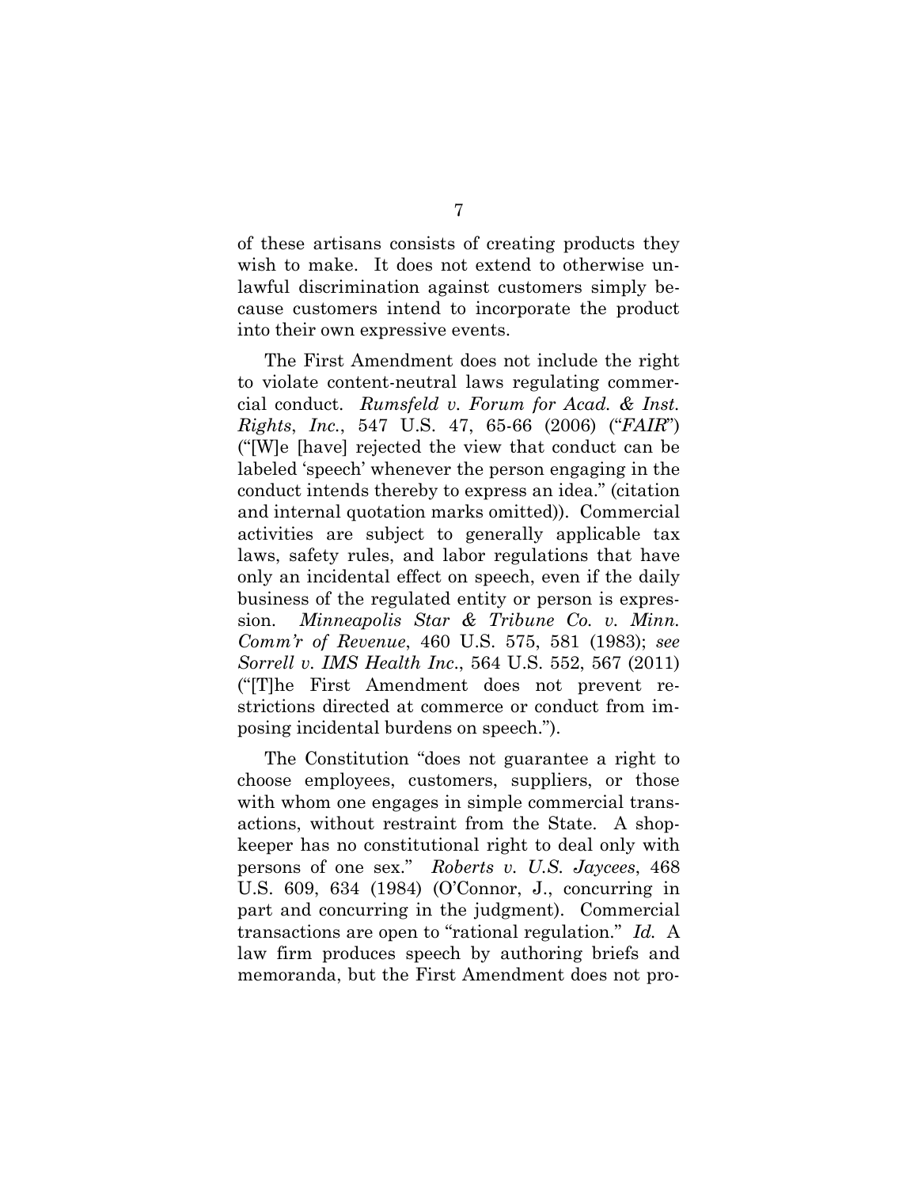of these artisans consists of creating products they wish to make. It does not extend to otherwise unlawful discrimination against customers simply because customers intend to incorporate the product into their own expressive events.

The First Amendment does not include the right to violate content-neutral laws regulating commercial conduct. *Rumsfeld v. Forum for Acad. & Inst. Rights*, *Inc.*, 547 U.S. 47, 65-66 (2006) ("*FAIR*") ("[W]e [have] rejected the view that conduct can be labeled 'speech' whenever the person engaging in the conduct intends thereby to express an idea." (citation and internal quotation marks omitted)). Commercial activities are subject to generally applicable tax laws, safety rules, and labor regulations that have only an incidental effect on speech, even if the daily business of the regulated entity or person is expression. *Minneapolis Star & Tribune Co. v. Minn. Comm'r of Revenue*, 460 U.S. 575, 581 (1983); *see Sorrell v. IMS Health Inc.*, 564 U.S. 552, 567 (2011) ("[T]he First Amendment does not prevent restrictions directed at commerce or conduct from imposing incidental burdens on speech.").

The Constitution "does not guarantee a right to choose employees, customers, suppliers, or those with whom one engages in simple commercial transactions, without restraint from the State. A shopkeeper has no constitutional right to deal only with persons of one sex." *Roberts v. U.S. Jaycees*, 468 U.S. 609, 634 (1984) (O'Connor, J., concurring in part and concurring in the judgment). Commercial transactions are open to "rational regulation." *Id.* A law firm produces speech by authoring briefs and memoranda, but the First Amendment does not pro-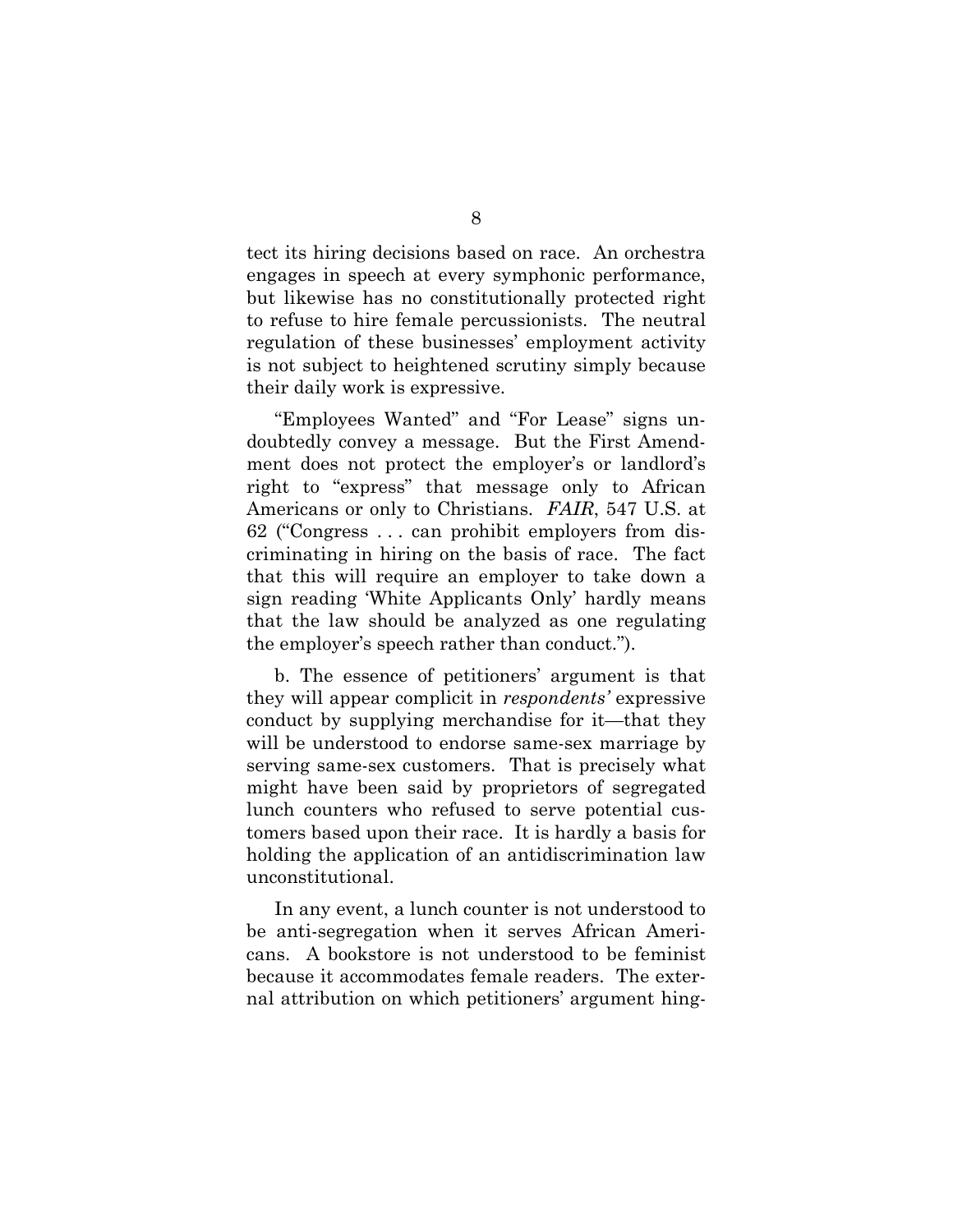tect its hiring decisions based on race. An orchestra engages in speech at every symphonic performance, but likewise has no constitutionally protected right to refuse to hire female percussionists. The neutral regulation of these businesses' employment activity is not subject to heightened scrutiny simply because their daily work is expressive.

"Employees Wanted" and "For Lease" signs undoubtedly convey a message. But the First Amendment does not protect the employer's or landlord's right to "express" that message only to African Americans or only to Christians. *FAIR*, 547 U.S. at 62 ("Congress . . . can prohibit employers from discriminating in hiring on the basis of race. The fact that this will require an employer to take down a sign reading 'White Applicants Only' hardly means that the law should be analyzed as one regulating the employer's speech rather than conduct.").

b. The essence of petitioners' argument is that they will appear complicit in *respondents'* expressive conduct by supplying merchandise for it—that they will be understood to endorse same-sex marriage by serving same-sex customers. That is precisely what might have been said by proprietors of segregated lunch counters who refused to serve potential customers based upon their race. It is hardly a basis for holding the application of an antidiscrimination law unconstitutional.

In any event, a lunch counter is not understood to be anti-segregation when it serves African Americans. A bookstore is not understood to be feminist because it accommodates female readers. The external attribution on which petitioners' argument hing-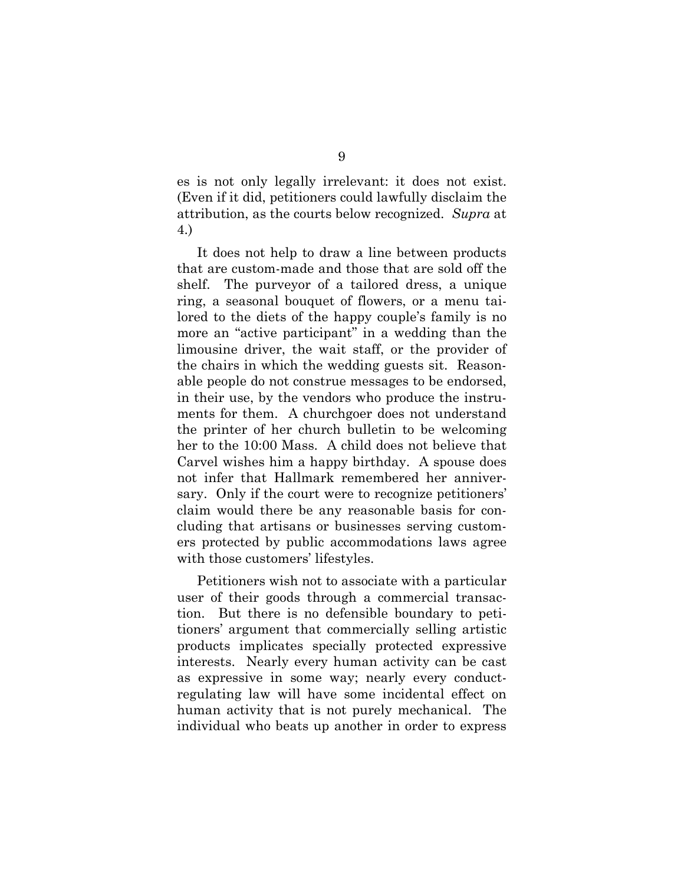es is not only legally irrelevant: it does not exist. (Even if it did, petitioners could lawfully disclaim the attribution, as the courts below recognized. *Supra* at 4.)

It does not help to draw a line between products that are custom-made and those that are sold off the shelf. The purveyor of a tailored dress, a unique ring, a seasonal bouquet of flowers, or a menu tailored to the diets of the happy couple's family is no more an "active participant" in a wedding than the limousine driver, the wait staff, or the provider of the chairs in which the wedding guests sit. Reasonable people do not construe messages to be endorsed, in their use, by the vendors who produce the instruments for them. A churchgoer does not understand the printer of her church bulletin to be welcoming her to the 10:00 Mass. A child does not believe that Carvel wishes him a happy birthday. A spouse does not infer that Hallmark remembered her anniversary. Only if the court were to recognize petitioners' claim would there be any reasonable basis for concluding that artisans or businesses serving customers protected by public accommodations laws agree with those customers' lifestyles.

Petitioners wish not to associate with a particular user of their goods through a commercial transaction. But there is no defensible boundary to petitioners' argument that commercially selling artistic products implicates specially protected expressive interests. Nearly every human activity can be cast as expressive in some way; nearly every conduct-regulating law will have some incidental effect on human activity that is not purely mechanical. The individual who beats up another in order to express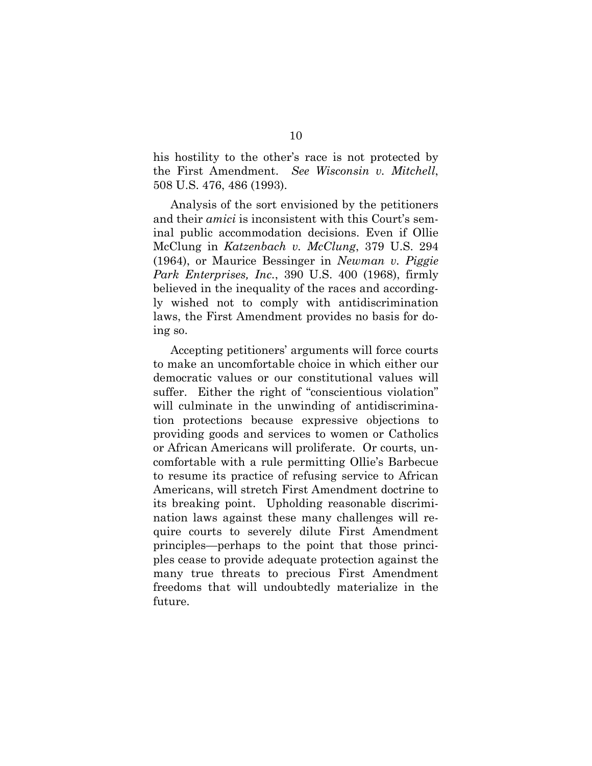his hostility to the other's race is not protected by the First Amendment. *See Wisconsin v. Mitchell*, 508 U.S. 476, 486 (1993).

Analysis of the sort envisioned by the petitioners and their *amici* is inconsistent with this Court's seminal public accommodation decisions. Even if Ollie McClung in *Katzenbach v. McClung*, 379 U.S. 294 (1964), or Maurice Bessinger in *Newman v. Piggie Park Enterprises, Inc.*, 390 U.S. 400 (1968), firmly believed in the inequality of the races and accordingly wished not to comply with antidiscrimination laws, the First Amendment provides no basis for doing so.

Accepting petitioners' arguments will force courts to make an uncomfortable choice in which either our democratic values or our constitutional values will suffer. Either the right of "conscientious violation" will culminate in the unwinding of antidiscrimination protections because expressive objections to providing goods and services to women or Catholics or African Americans will proliferate. Or courts, uncomfortable with a rule permitting Ollie's Barbecue to resume its practice of refusing service to African Americans, will stretch First Amendment doctrine to its breaking point. Upholding reasonable discrimination laws against these many challenges will require courts to severely dilute First Amendment principles—perhaps to the point that those principles cease to provide adequate protection against the many true threats to precious First Amendment freedoms that will undoubtedly materialize in the future.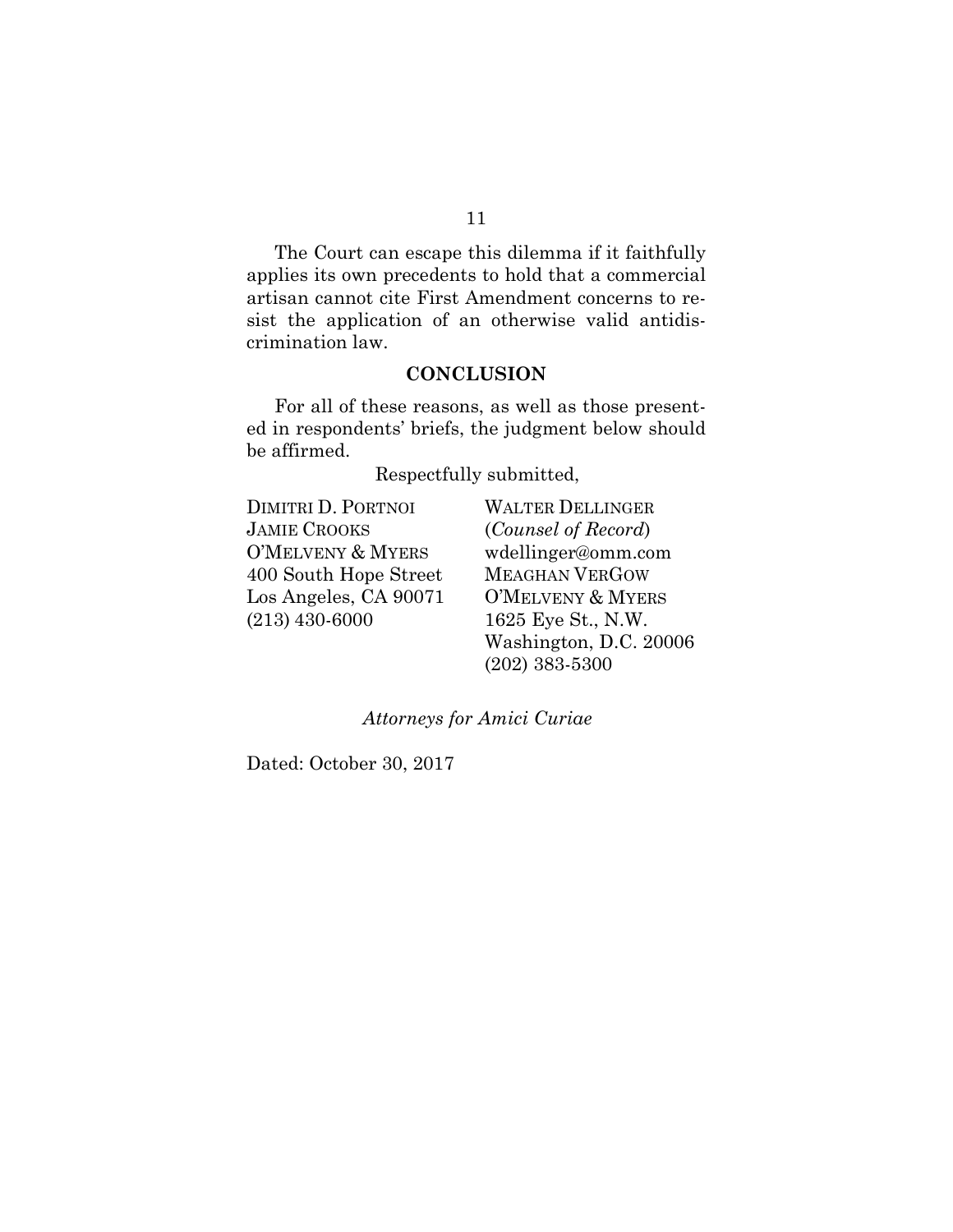The Court can escape this dilemma if it faithfully applies its own precedents to hold that a commercial artisan cannot cite First Amendment concerns to resist the application of an otherwise valid antidiscrimination law.

## CONCLUSION

For all of these reasons, as well as those presented in respondents' briefs, the judgment below should be affirmed.

Respectfully submitted,

DIMITRI D. PORTNOI
JAMIE CROOKS
O'MELVENY & MYERS
400 South Hope Street
Los Angeles, CA 90071
(213) 430-6000

WALTER DELLINGER
(*Counsel of Record*)
wdellinger@omm.com
MEAGHAN VERGOW
O'MELVENY & MYERS
1625 Eye St., N.W.
Washington, D.C. 20006
(202) 383-5300

*Attorneys for Amici Curiae*

Dated: October 30, 2017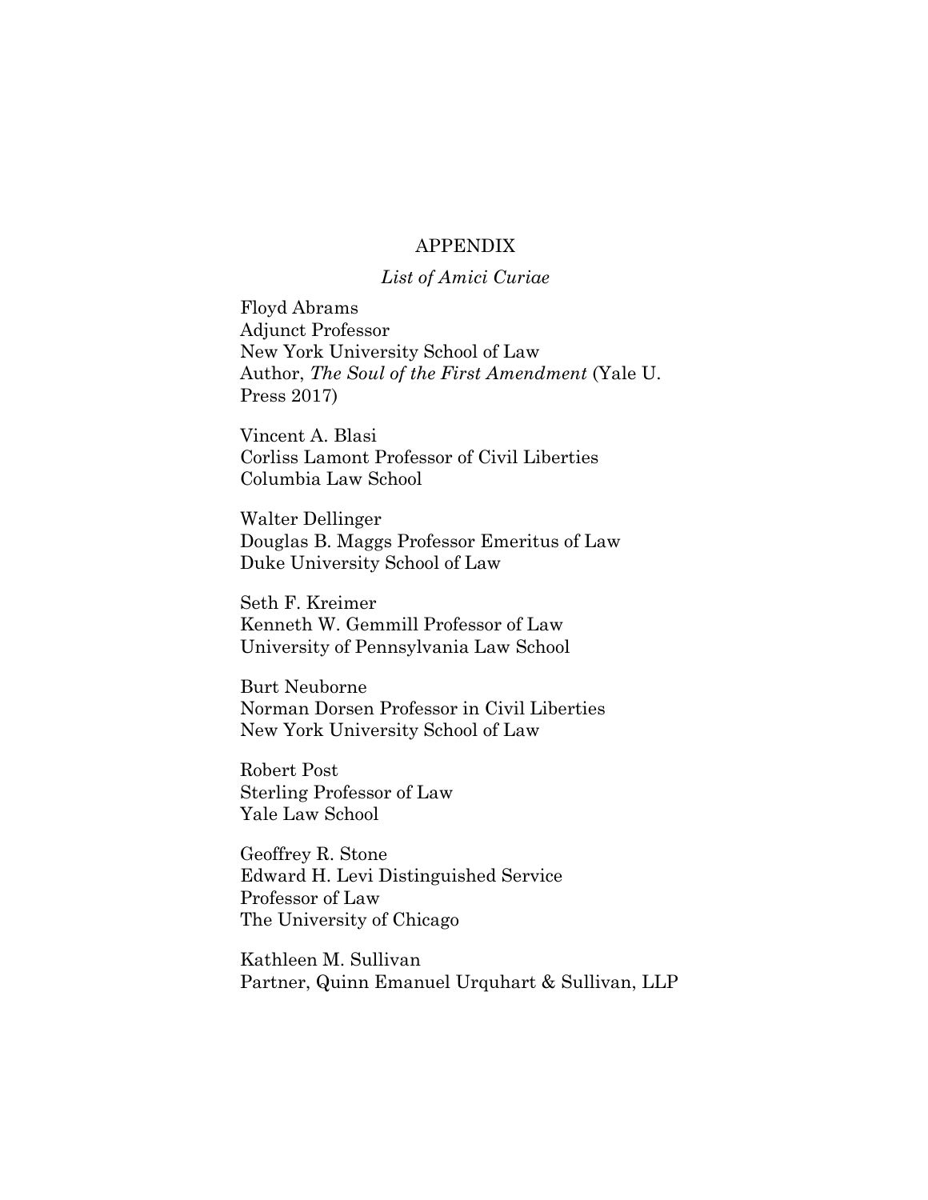# APPENDIX

*List of Amici Curiae*

Floyd Abrams
Adjunct Professor
New York University School of Law
Author, *The Soul of the First Amendment* (Yale U. Press 2017)

Vincent A. Blasi
Corliss Lamont Professor of Civil Liberties
Columbia Law School

Walter Dellinger
Douglas B. Maggs Professor Emeritus of Law
Duke University School of Law

Seth F. Kreimer
Kenneth W. Gemmill Professor of Law
University of Pennsylvania Law School

Burt Neuborne
Norman Dorsen Professor in Civil Liberties
New York University School of Law

Robert Post
Sterling Professor of Law
Yale Law School

Geoffrey R. Stone
Edward H. Levi Distinguished Service Professor of Law
The University of Chicago

Kathleen M. Sullivan
Partner, Quinn Emanuel Urquhart & Sullivan, LLP